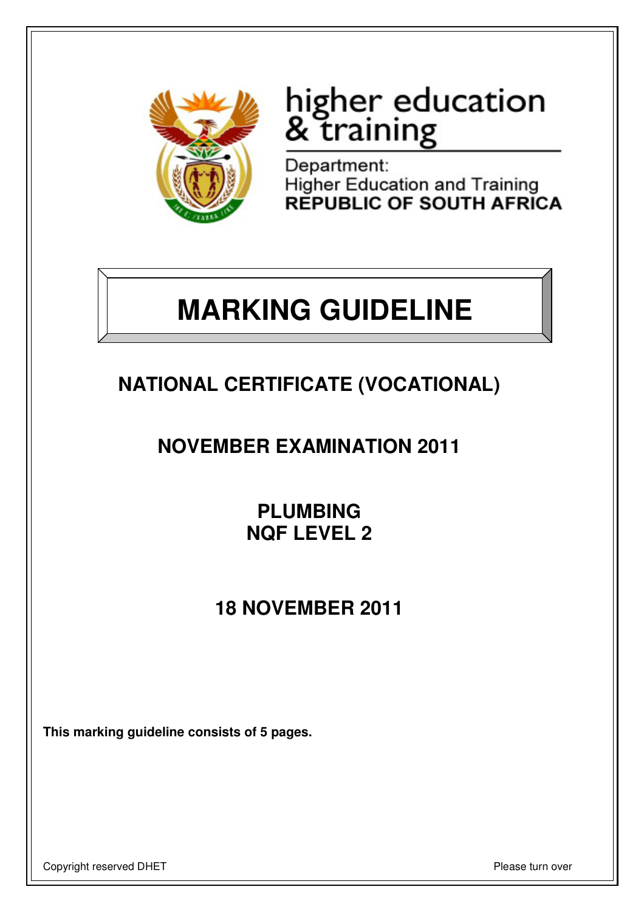higher education
& training

Department:
Higher Education and Training
**REPUBLIC OF SOUTH AFRICA**

# MARKING GUIDELINE

## NATIONAL CERTIFICATE (VOCATIONAL)

## NOVEMBER EXAMINATION 2011

## PLUMBING
## NQF LEVEL 2

## 18 NOVEMBER 2011

**This marking guideline consists of 5 pages.**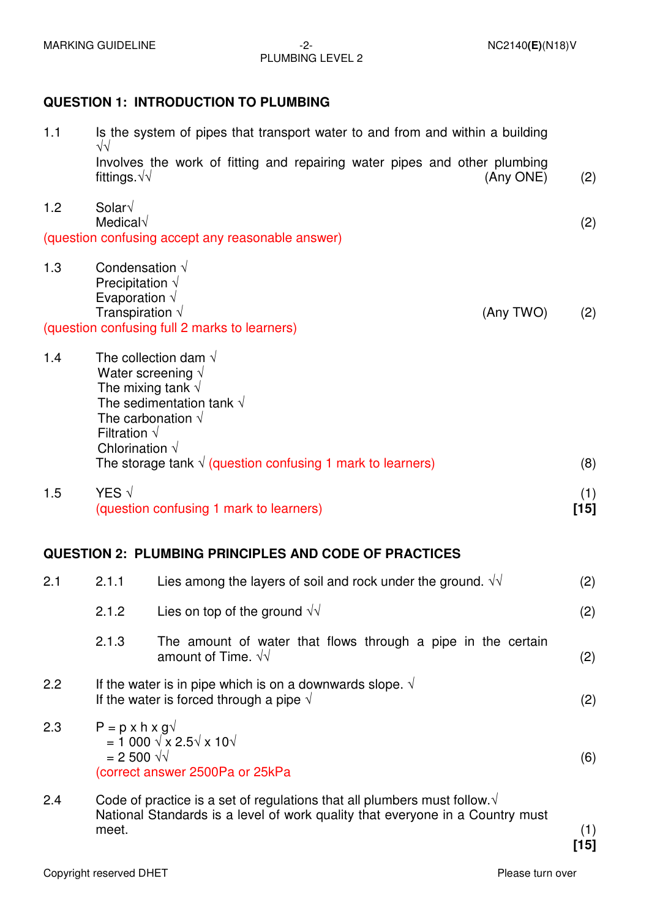## QUESTION 1: INTRODUCTION TO PLUMBING

1.1 Is the system of pipes that transport water to and from and within a building √√

Involves the work of fitting and repairing water pipes and other plumbing fittings.√√ (Any ONE) (2)

1.2 Solar√
Medical√ (2)

(question confusing accept any reasonable answer)

1.3 Condensation √
Precipitation √
Evaporation √
Transpiration √ (Any TWO) (2)

(question confusing full 2 marks to learners)

1.4 The collection dam √
The water screening √
The mixing tank √
The sedimentation tank √
The carbonation √
Filtration √
Chlorination √
The storage tank √ (question confusing 1 mark to learners) (8)

1.5 YES √ (1)
(question confusing 1 mark to learners) **[15]**

## QUESTION 2: PLUMBING PRINCIPLES AND CODE OF PRACTICES

2.1 2.1.1 Lies among the layers of soil and rock under the ground. √√ (2)

2.1.2 Lies on top of the ground √√ (2)

2.1.3 The amount of water that flows through a pipe in the certain amount of Time. √√ (2)

2.2 If the water is in pipe which is on a downwards slope. √
If the water is forced through a pipe √ (2)

2.3 P = p x h x g√
= 1 000 √ x 2.5√ x 10√
= 2 500 √√ (6)

(correct answer 2500Pa or 25kPa

2.4 Code of practice is a set of regulations that all plumbers must follow.√
National Standards is a level of work quality that everyone in a Country must meet. (1)
**[15]**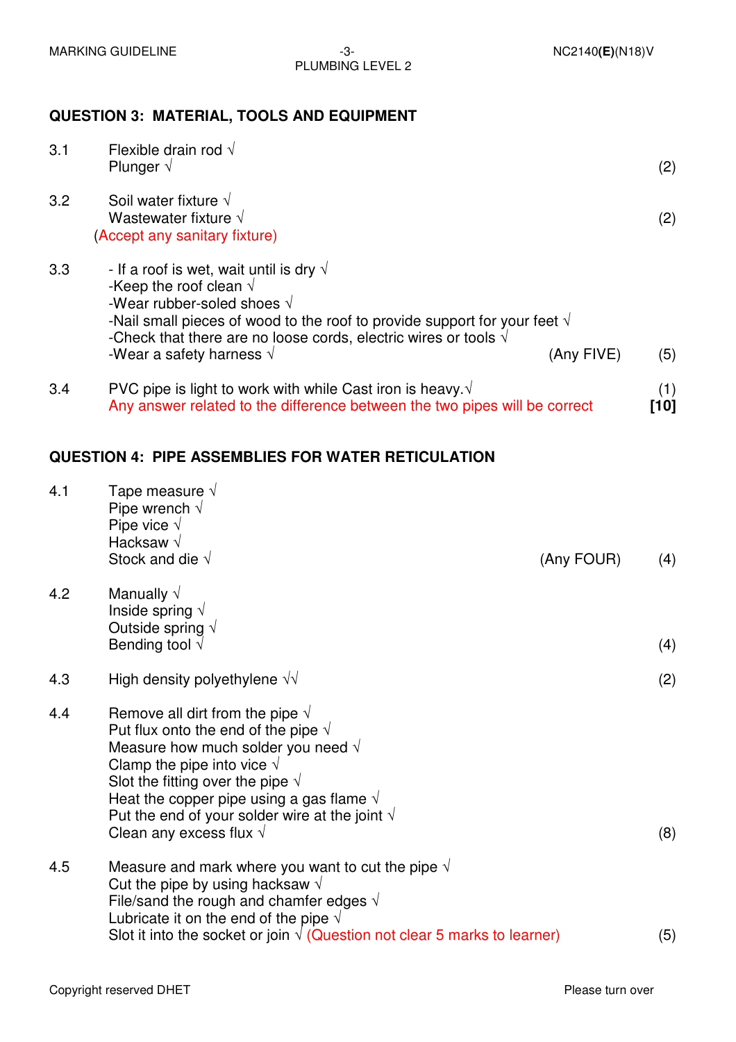## QUESTION 3: MATERIAL, TOOLS AND EQUIPMENT

3.1 Flexible drain rod √
Plunger √ (2)

3.2 Soil water fixture √
Wastewater fixture √ (2)
(Accept any sanitary fixture)

3.3
- If a roof is wet, wait until is dry √
- Keep the roof clean √
- Wear rubber-soled shoes √
- Nail small pieces of wood to the roof to provide support for your feet √
- Check that there are no loose cords, electric wires or tools √
- Wear a safety harness √ (Any FIVE) (5)

3.4 PVC pipe is light to work with while Cast iron is heavy.√ (1)
Any answer related to the difference between the two pipes will be correct **[10]**

## QUESTION 4: PIPE ASSEMBLIES FOR WATER RETICULATION

4.1 Tape measure √
Pipe wrench √
Pipe vice √
Hacksaw √
Stock and die √ (Any FOUR) (4)

4.2 Manually √
Inside spring √
Outside spring √
Bending tool √ (4)

4.3 High density polyethylene √√ (2)

4.4 Remove all dirt from the pipe √
Put flux onto the end of the pipe √
Measure how much solder you need √
Clamp the pipe into vice √
Slot the fitting over the pipe √
Heat the copper pipe using a gas flame √
Put the end of your solder wire at the joint √
Clean any excess flux √ (8)

4.5 Measure and mark where you want to cut the pipe √
Cut the pipe by using hacksaw √
File/sand the rough and chamfer edges √
Lubricate it on the end of the pipe √
Slot it into the socket or join √ (Question not clear 5 marks to learner) (5)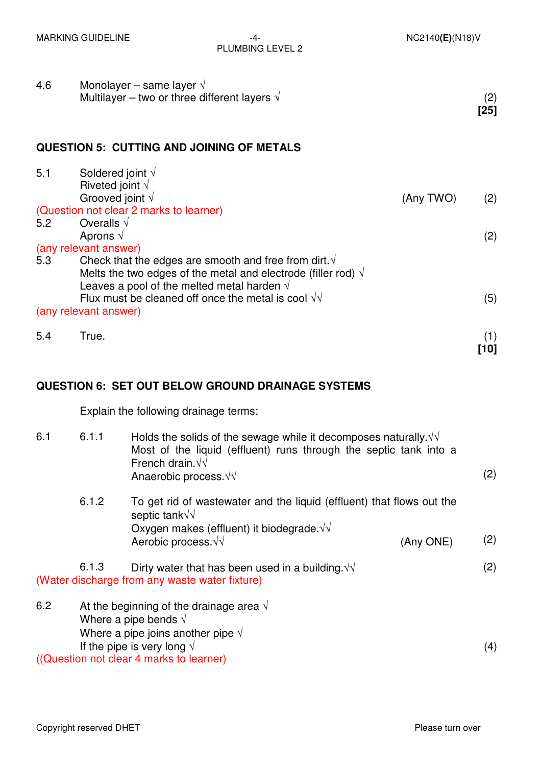4.6 Monolayer – same layer √
Multilayer – two or three different layers √ (2)
**[25]**

## QUESTION 5: CUTTING AND JOINING OF METALS

5.1 Soldered joint √
Riveted joint √
Grooved joint √ (Any TWO) (2)

(Question not clear 2 marks to learner)

5.2 Overalls √
Aprons √ (2)

(any relevant answer)

5.3 Check that the edges are smooth and free from dirt.√
Melts the two edges of the metal and electrode (filler rod) √
Leaves a pool of the melted metal harden √
Flux must be cleaned off once the metal is cool √√ (5)

(any relevant answer)

5.4 True. (1)
**[10]**

## QUESTION 6: SET OUT BELOW GROUND DRAINAGE SYSTEMS

Explain the following drainage terms;

6.1 6.1.1 Holds the solids of the sewage while it decomposes naturally.√√
Most of the liquid (effluent) runs through the septic tank into a French drain.√√
Anaerobic process.√√ (2)

6.1.2 To get rid of wastewater and the liquid (effluent) that flows out the septic tank√√
Oxygen makes (effluent) it biodegrade.√√
Aerobic process.√√ (Any ONE) (2)

6.1.3 Dirty water that has been used in a building.√√ (2)

(Water discharge from any waste water fixture)

6.2 At the beginning of the drainage area √
Where a pipe bends √
Where a pipe joins another pipe √
If the pipe is very long √ (4)

((Question not clear 4 marks to learner)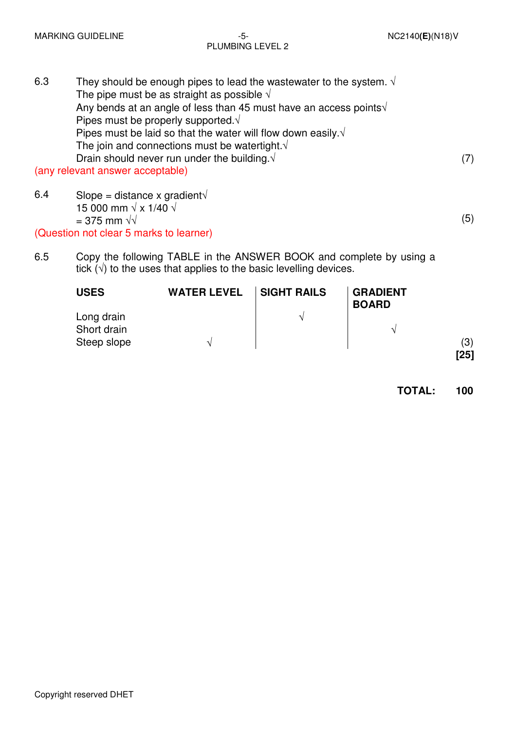6.3 They should be enough pipes to lead the wastewater to the system. √
The pipe must be as straight as possible √
Any bends at an angle of less than 45 must have an access points√
Pipes must be properly supported.√
Pipes must be laid so that the water will flow down easily.√
The join and connections must be watertight.√
Drain should never run under the building.√ (7)

(any relevant answer acceptable)

6.4 Slope = distance x gradient√
15 000 mm √ x 1/40 √
= 375 mm √√ (5)

(Question not clear 5 marks to learner)

6.5 Copy the following TABLE in the ANSWER BOOK and complete by using a tick (√) to the uses that applies to the basic levelling devices.

| USES | WATER LEVEL | SIGHT RAILS | GRADIENT BOARD |
|---|---|---|---|
| Long drain | | √ | |
| Short drain | | | √ |
| Steep slope | √ | | |

(3)
**[25]**

**TOTAL: 100**